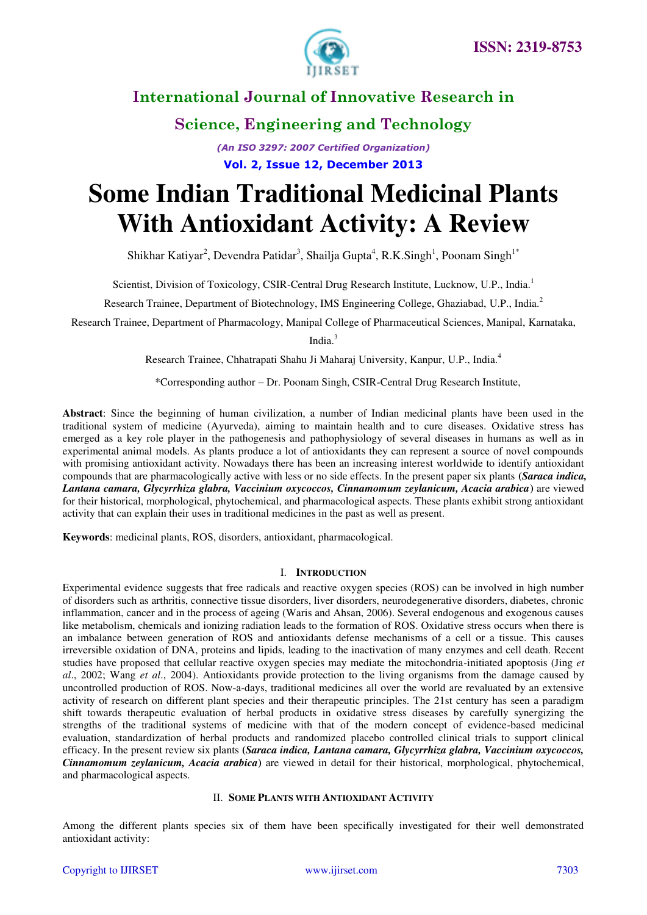# Some Indian Traditional Medicinal Plants With Antioxidant Activity: A Review

Shikhar Katiyar[2], Devendra Patidar[3], Shailja Gupta[4], R.K.Singh[1], Poonam Singh[1*]

Scientist, Division of Toxicology, CSIR-Central Drug Research Institute, Lucknow, U.P., India.[1]

Research Trainee, Department of Biotechnology, IMS Engineering College, Ghaziabad, U.P., India.[2]

Research Trainee, Department of Pharmacology, Manipal College of Pharmaceutical Sciences, Manipal, Karnataka, India.[3]

Research Trainee, Chhatrapati Shahu Ji Maharaj University, Kanpur, U.P., India.[4]

*Corresponding author – Dr. Poonam Singh, CSIR-Central Drug Research Institute,

**Abstract**: Since the beginning of human civilization, a number of Indian medicinal plants have been used in the traditional system of medicine (Ayurveda), aiming to maintain health and to cure diseases. Oxidative stress has emerged as a key role player in the pathogenesis and pathophysiology of several diseases in humans as well as in experimental animal models. As plants produce a lot of antioxidants they can represent a source of novel compounds with promising antioxidant activity. Nowadays there has been an increasing interest worldwide to identify antioxidant compounds that are pharmacologically active with less or no side effects. In the present paper six plants (***Saraca indica, Lantana camara, Glycyrrhiza glabra, Vaccinium oxycoccos, Cinnamomum zeylanicum, Acacia arabica***) are viewed for their historical, morphological, phytochemical, and pharmacological aspects. These plants exhibit strong antioxidant activity that can explain their uses in traditional medicines in the past as well as present.

**Keywords**: medicinal plants, ROS, disorders, antioxidant, pharmacological.

## I. Introduction

Experimental evidence suggests that free radicals and reactive oxygen species (ROS) can be involved in high number of disorders such as arthritis, connective tissue disorders, liver disorders, neurodegenerative disorders, diabetes, chronic inflammation, cancer and in the process of ageing (Waris and Ahsan, 2006). Several endogenous and exogenous causes like metabolism, chemicals and ionizing radiation leads to the formation of ROS. Oxidative stress occurs when there is an imbalance between generation of ROS and antioxidants defense mechanisms of a cell or a tissue. This causes irreversible oxidation of DNA, proteins and lipids, leading to the inactivation of many enzymes and cell death. Recent studies have proposed that cellular reactive oxygen species may mediate the mitochondria-initiated apoptosis (Jing *et al*., 2002; Wang *et al*., 2004). Antioxidants provide protection to the living organisms from the damage caused by uncontrolled production of ROS. Now-a-days, traditional medicines all over the world are revaluated by an extensive activity of research on different plant species and their therapeutic principles. The 21st century has seen a paradigm shift towards therapeutic evaluation of herbal products in oxidative stress diseases by carefully synergizing the strengths of the traditional systems of medicine with that of the modern concept of evidence-based medicinal evaluation, standardization of herbal products and randomized placebo controlled clinical trials to support clinical efficacy. In the present review six plants (***Saraca indica, Lantana camara, Glycyrrhiza glabra, Vaccinium oxycoccos, Cinnamomum zeylanicum, Acacia arabica***) are viewed in detail for their historical, morphological, phytochemical, and pharmacological aspects.

## II. Some Plants with Antioxidant Activity

Among the different plants species six of them have been specifically investigated for their well demonstrated antioxidant activity: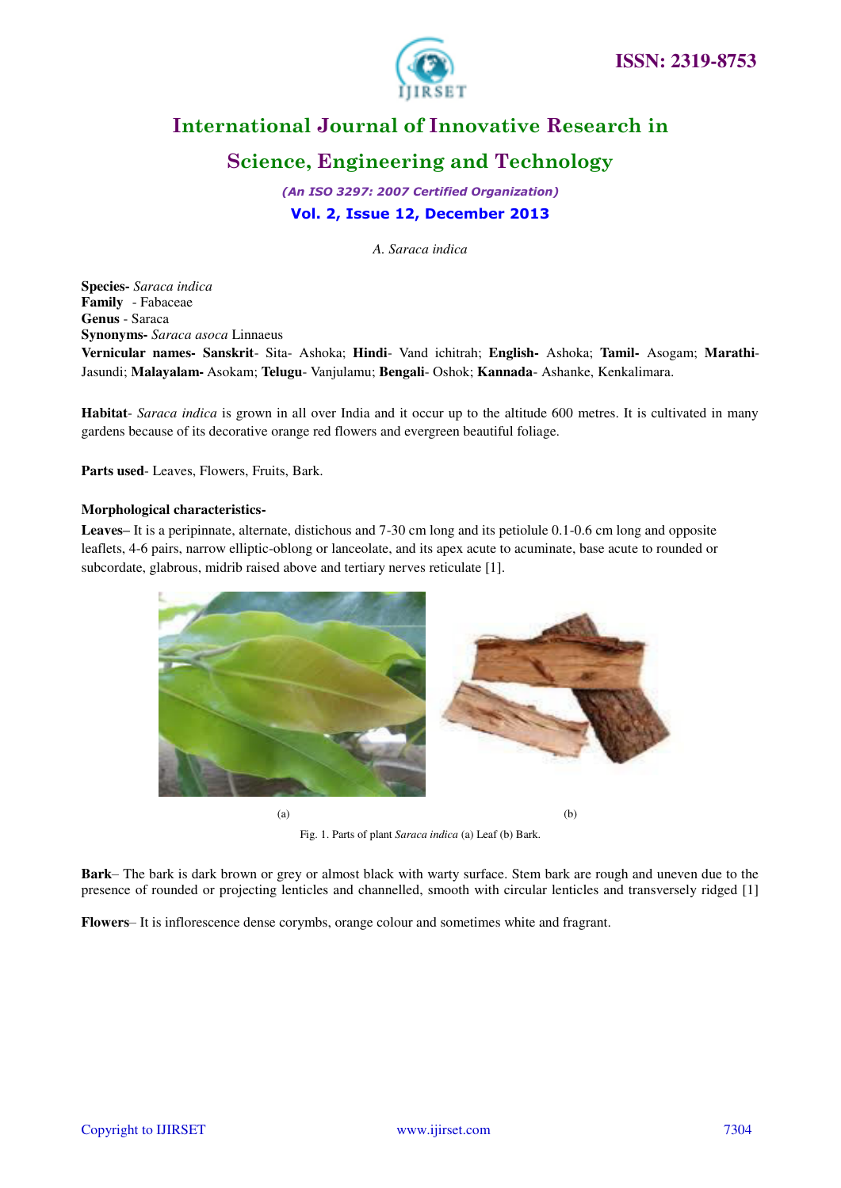*A. Saraca indica*

**Species-** *Saraca indica*
**Family** - Fabaceae
**Genus** - Saraca
**Synonyms-** *Saraca asoca* Linnaeus
**Vernicular names- Sanskrit**- Sita- Ashoka; **Hindi**- Vand ichitrah; **English-** Ashoka; **Tamil-** Asogam; **Marathi**- Jasundi; **Malayalam-** Asokam; **Telugu**- Vanjulamu; **Bengali**- Oshok; **Kannada**- Ashanke, Kenkalimara.

**Habitat**- *Saraca indica* is grown in all over India and it occur up to the altitude 600 metres. It is cultivated in many gardens because of its decorative orange red flowers and evergreen beautiful foliage.

**Parts used**- Leaves, Flowers, Fruits, Bark.

**Morphological characteristics-**

**Leaves–** It is a peripinnate, alternate, distichous and 7-30 cm long and its petiolule 0.1-0.6 cm long and opposite leaflets, 4-6 pairs, narrow elliptic-oblong or lanceolate, and its apex acute to acuminate, base acute to rounded or subcordate, glabrous, midrib raised above and tertiary nerves reticulate [1].

(a) (b)

Fig. 1. Parts of plant *Saraca indica* (a) Leaf (b) Bark.

**Bark**– The bark is dark brown or grey or almost black with warty surface. Stem bark are rough and uneven due to the presence of rounded or projecting lenticles and channelled, smooth with circular lenticles and transversely ridged [1]

**Flowers**– It is inflorescence dense corymbs, orange colour and sometimes white and fragrant.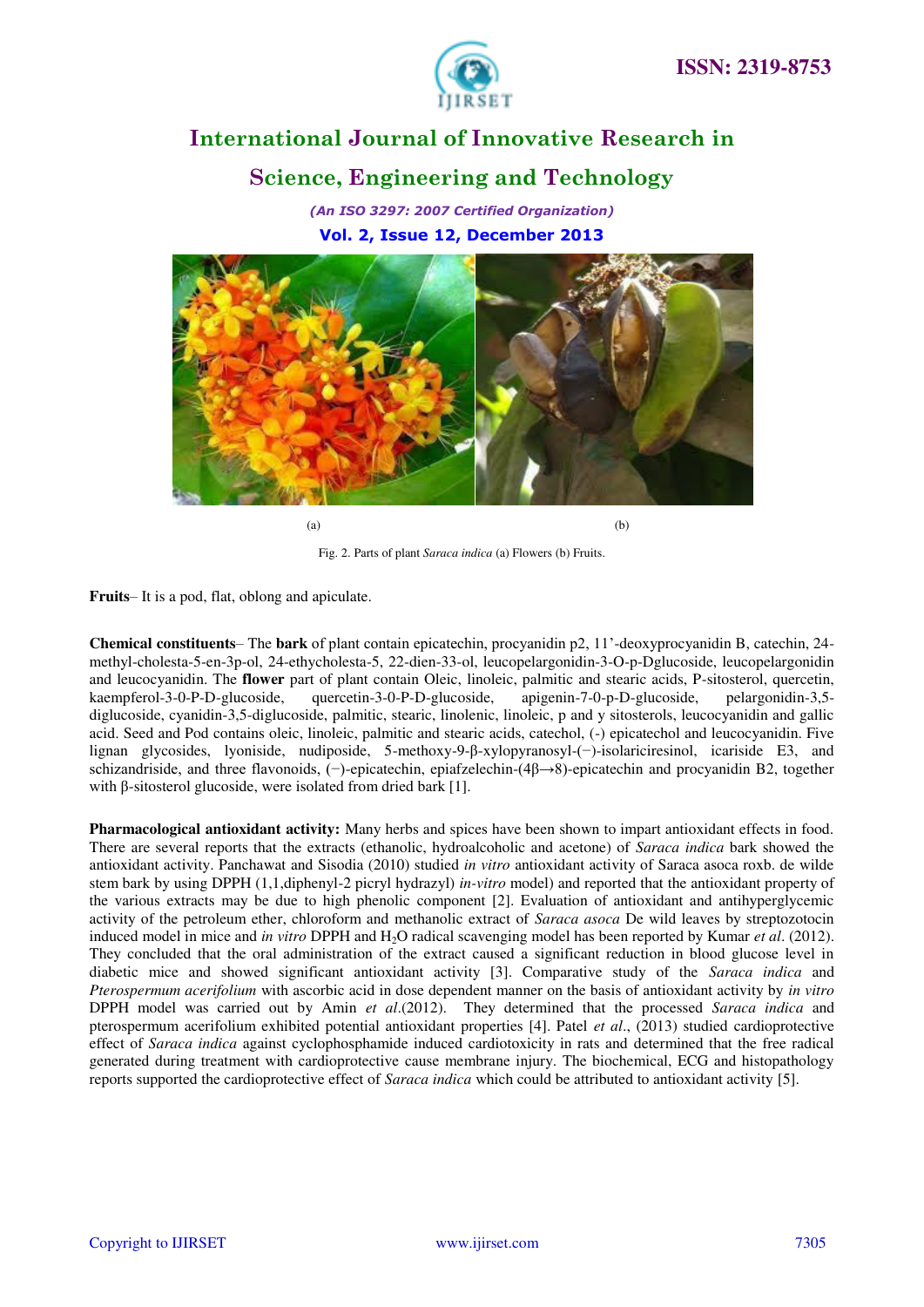(a) (b)

Fig. 2. Parts of plant *Saraca indica* (a) Flowers (b) Fruits.

**Fruits**– It is a pod, flat, oblong and apiculate.

**Chemical constituents**– The **bark** of plant contain epicatechin, procyanidin p2, 11'-deoxyprocyanidin B, catechin, 24-methyl-cholesta-5-en-3p-ol, 24-ethycholesta-5, 22-dien-33-ol, leucopelargonidin-3-O-p-Dglucoside, leucopelargonidin and leucocyanidin. The **flower** part of plant contain Oleic, linoleic, palmitic and stearic acids, P-sitosterol, quercetin, kaempferol-3-0-P-D-glucoside, quercetin-3-0-P-D-glucoside, apigenin-7-0-p-D-glucoside, pelargonidin-3,5-diglucoside, cyanidin-3,5-diglucoside, palmitic, stearic, linolenic, linoleic, p and y sitosterols, leucocyanidin and gallic acid. Seed and Pod contains oleic, linoleic, palmitic and stearic acids, catechol, (-) epicatechol and leucocyanidin. Five lignan glycosides, lyoniside, nudiposide, 5-methoxy-9-β-xylopyranosyl-(−)-isolariciresinol, icariside E3, and schizandriside, and three flavonoids, (−)-epicatechin, epiafzelechin-(4β→8)-epicatechin and procyanidin B2, together with β-sitosterol glucoside, were isolated from dried bark [1].

**Pharmacological antioxidant activity:** Many herbs and spices have been shown to impart antioxidant effects in food. There are several reports that the extracts (ethanolic, hydroalcoholic and acetone) of *Saraca indica* bark showed the antioxidant activity. Panchawat and Sisodia (2010) studied *in vitro* antioxidant activity of Saraca asoca roxb. de wilde stem bark by using DPPH (1,1,diphenyl-2 picryl hydrazyl) *in-vitro* model) and reported that the antioxidant property of the various extracts may be due to high phenolic component [2]. Evaluation of antioxidant and antihyperglycemic activity of the petroleum ether, chloroform and methanolic extract of *Saraca asoca* De wild leaves by streptozotocin induced model in mice and *in vitro* DPPH and $H_2O$ radical scavenging model has been reported by Kumar *et al*. (2012). They concluded that the oral administration of the extract caused a significant reduction in blood glucose level in diabetic mice and showed significant antioxidant activity [3]. Comparative study of the *Saraca indica* and *Pterospermum acerifolium* with ascorbic acid in dose dependent manner on the basis of antioxidant activity by *in vitro* DPPH model was carried out by Amin *et al*.(2012). They determined that the processed *Saraca indica* and pterospermum acerifolium exhibited potential antioxidant properties [4]. Patel *et al*., (2013) studied cardioprotective effect of *Saraca indica* against cyclophosphamide induced cardiotoxicity in rats and determined that the free radical generated during treatment with cardioprotective cause membrane injury. The biochemical, ECG and histopathology reports supported the cardioprotective effect of *Saraca indica* which could be attributed to antioxidant activity [5].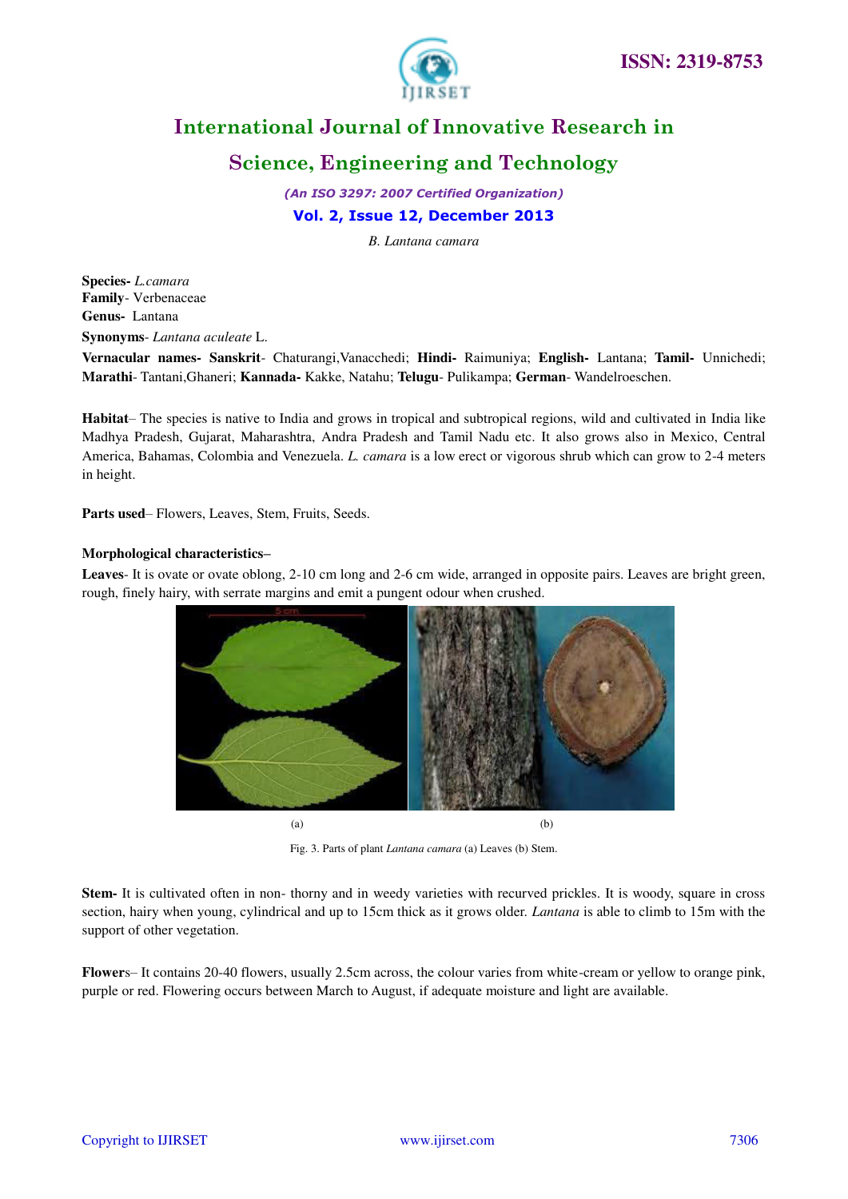### B. Lantana camara

**Species-** *L.camara*
**Family**- Verbenaceae
**Genus-** Lantana
**Synonyms**- *Lantana aculeate* L.

**Vernacular names- Sanskrit**- Chaturangi,Vanacchedi; **Hindi-** Raimuniya; **English-** Lantana; **Tamil-** Unnichedi; **Marathi**- Tantani,Ghaneri; **Kannada-** Kakke, Natahu; **Telugu**- Pulikampa; **German**- Wandelroeschen.

**Habitat**– The species is native to India and grows in tropical and subtropical regions, wild and cultivated in India like Madhya Pradesh, Gujarat, Maharashtra, Andra Pradesh and Tamil Nadu etc. It also grows also in Mexico, Central America, Bahamas, Colombia and Venezuela. *L. camara* is a low erect or vigorous shrub which can grow to 2-4 meters in height.

**Parts used**– Flowers, Leaves, Stem, Fruits, Seeds.

**Morphological characteristics–**

**Leaves**- It is ovate or ovate oblong, 2-10 cm long and 2-6 cm wide, arranged in opposite pairs. Leaves are bright green, rough, finely hairy, with serrate margins and emit a pungent odour when crushed.

(a) (b)

Fig. 3. Parts of plant *Lantana camara* (a) Leaves (b) Stem.

**Stem-** It is cultivated often in non- thorny and in weedy varieties with recurved prickles. It is woody, square in cross section, hairy when young, cylindrical and up to 15cm thick as it grows older. *Lantana* is able to climb to 15m with the support of other vegetation.

**Flower**s– It contains 20-40 flowers, usually 2.5cm across, the colour varies from white-cream or yellow to orange pink, purple or red. Flowering occurs between March to August, if adequate moisture and light are available.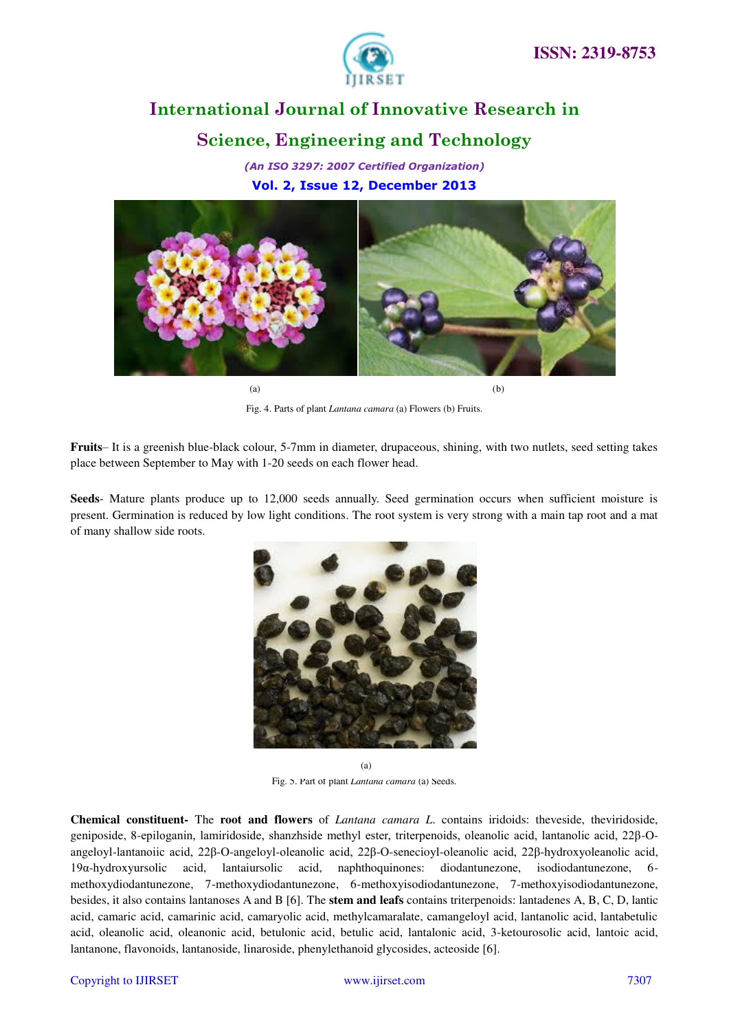(a) (b)

Fig. 4. Parts of plant *Lantana camara* (a) Flowers (b) Fruits.

**Fruits**– It is a greenish blue-black colour, 5-7mm in diameter, drupaceous, shining, with two nutlets, seed setting takes place between September to May with 1-20 seeds on each flower head.

**Seeds**- Mature plants produce up to 12,000 seeds annually. Seed germination occurs when sufficient moisture is present. Germination is reduced by low light conditions. The root system is very strong with a main tap root and a mat of many shallow side roots.

(a)

Fig. 5. Part of plant *Lantana camara* (a) Seeds.

**Chemical constituent-** The **root and flowers** of *Lantana camara L.* contains iridoids: theveside, theviridoside, geniposide, 8-epiloganin, lamiridoside, shanzhside methyl ester, triterpenoids, oleanolic acid, lantanolic acid, 22β-O-angeloyl-lantanoiic acid, 22β-O-angeloyl-oleanolic acid, 22β-O-senecioyl-oleanolic acid, 22β-hydroxyoleanolic acid, 19α-hydroxyursolic acid, lantaiursolic acid, naphthoquinones: diodantunezone, isodiodantunezone, 6-methoxydiodantunezone, 7-methoxydiodantunezone, 6-methoxyisodiodantunezone, 7-methoxyisodiodantunezone, besides, it also contains lantanoses A and B [6]. The **stem and leafs** contains triterpenoids: lantadenes A, B, C, D, lantic acid, camaric acid, camarinic acid, camaryolic acid, methylcamaralate, camangeloyl acid, lantanolic acid, lantabetulic acid, oleanolic acid, oleanonic acid, betulonic acid, betulic acid, lantalonic acid, 3-ketourosolic acid, lantoic acid, lantanone, flavonoids, lantanoside, linaroside, phenylethanoid glycosides, acteoside [6].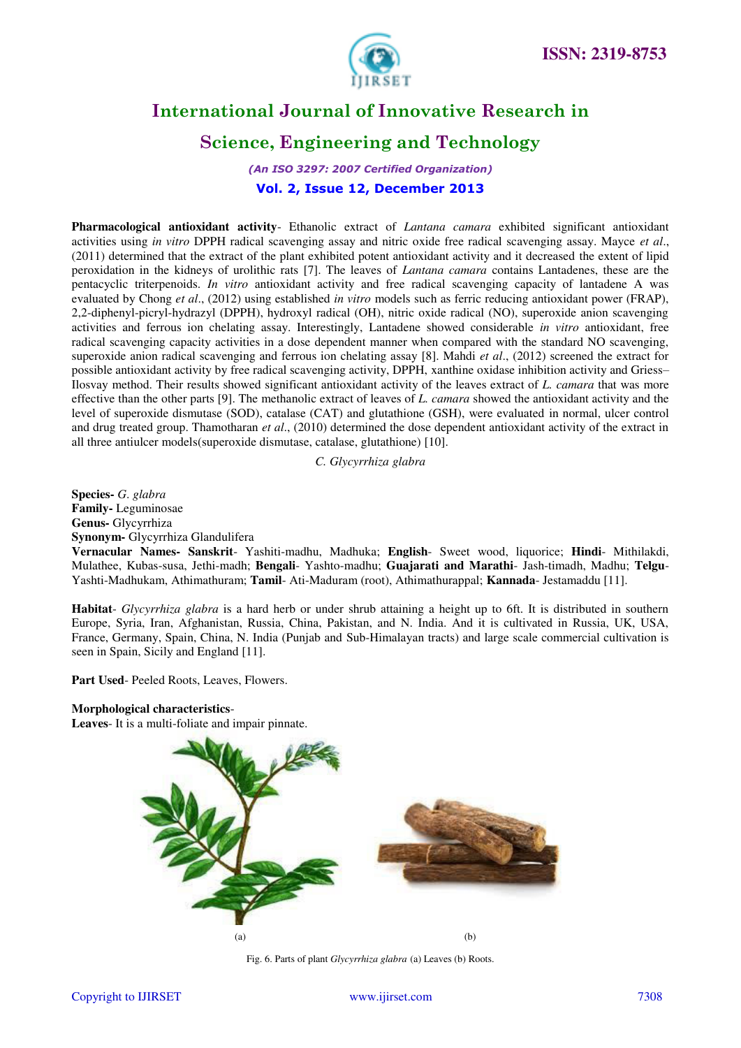**Pharmacological antioxidant activity**- Ethanolic extract of *Lantana camara* exhibited significant antioxidant activities using *in vitro* DPPH radical scavenging assay and nitric oxide free radical scavenging assay. Mayce *et al*., (2011) determined that the extract of the plant exhibited potent antioxidant activity and it decreased the extent of lipid peroxidation in the kidneys of urolithic rats [7]. The leaves of *Lantana camara* contains Lantadenes, these are the pentacyclic triterpenoids. *In vitro* antioxidant activity and free radical scavenging capacity of lantadene A was evaluated by Chong *et al*., (2012) using established *in vitro* models such as ferric reducing antioxidant power (FRAP), 2,2-diphenyl-picryl-hydrazyl (DPPH), hydroxyl radical (OH), nitric oxide radical (NO), superoxide anion scavenging activities and ferrous ion chelating assay. Interestingly, Lantadene showed considerable *in vitro* antioxidant, free radical scavenging capacity activities in a dose dependent manner when compared with the standard NO scavenging, superoxide anion radical scavenging and ferrous ion chelating assay [8]. Mahdi *et al*., (2012) screened the extract for possible antioxidant activity by free radical scavenging activity, DPPH, xanthine oxidase inhibition activity and Griess–Ilosvay method. Their results showed significant antioxidant activity of the leaves extract of *L. camara* that was more effective than the other parts [9]. The methanolic extract of leaves of *L. camara* showed the antioxidant activity and the level of superoxide dismutase (SOD), catalase (CAT) and glutathione (GSH), were evaluated in normal, ulcer control and drug treated group. Thamotharan *et al*., (2010) determined the dose dependent antioxidant activity of the extract in all three antiulcer models(superoxide dismutase, catalase, glutathione) [10].

### C. *Glycyrrhiza glabra*

**Species-** *G. glabra*
**Family-** Leguminosae
**Genus-** Glycyrrhiza
**Synonym-** Glycyrrhiza Glandulifera
**Vernacular Names- Sanskrit**- Yashiti-madhu, Madhuka; **English**- Sweet wood, liquorice; **Hindi**- Mithilakdi, Mulathee, Kubas-susa, Jethi-madh; **Bengali**- Yashto-madhu; **Guajarati and Marathi**- Jash-timadh, Madhu; **Telgu**- Yashti-Madhukam, Athimathuram; **Tamil**- Ati-Maduram (root), Athimathurappal; **Kannada**- Jestamaddu [11].

**Habitat**- *Glycyrrhiza glabra* is a hard herb or under shrub attaining a height up to 6ft. It is distributed in southern Europe, Syria, Iran, Afghanistan, Russia, China, Pakistan, and N. India. And it is cultivated in Russia, UK, USA, France, Germany, Spain, China, N. India (Punjab and Sub-Himalayan tracts) and large scale commercial cultivation is seen in Spain, Sicily and England [11].

**Part Used**- Peeled Roots, Leaves, Flowers.

**Morphological characteristics**-
**Leaves**- It is a multi-foliate and impair pinnate.

(a) (b)

Fig. 6. Parts of plant *Glycyrrhiza glabra* (a) Leaves (b) Roots.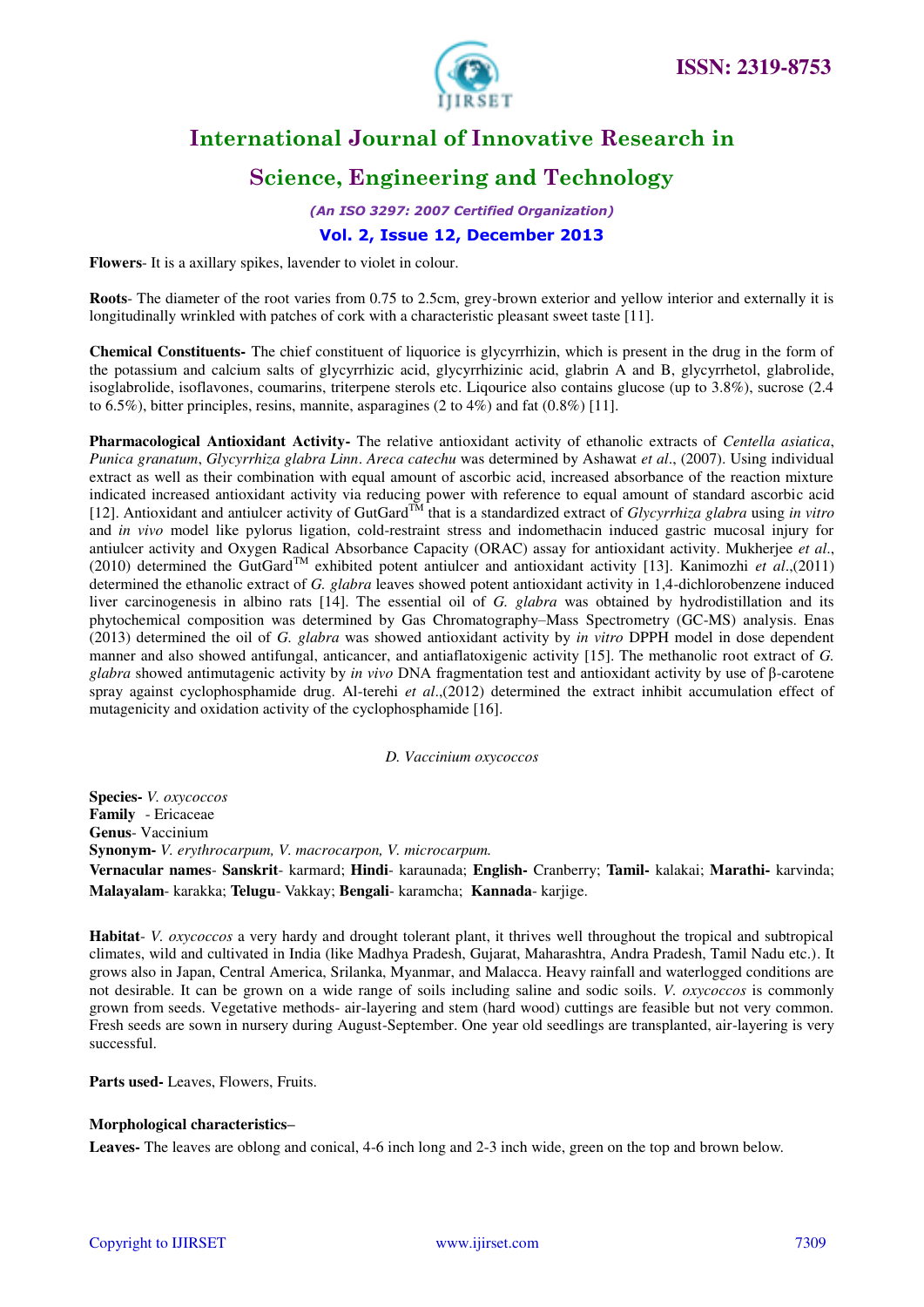**Flowers**- It is a axillary spikes, lavender to violet in colour.

**Roots**- The diameter of the root varies from 0.75 to 2.5cm, grey-brown exterior and yellow interior and externally it is longitudinally wrinkled with patches of cork with a characteristic pleasant sweet taste [11].

**Chemical Constituents-** The chief constituent of liquorice is glycyrrhizin, which is present in the drug in the form of the potassium and calcium salts of glycyrrhizic acid, glycyrrhizinic acid, glabrin A and B, glycyrrhetol, glabrolide, isoglabrolide, isoflavones, coumarins, triterpene sterols etc. Liqourice also contains glucose (up to 3.8%), sucrose (2.4 to 6.5%), bitter principles, resins, mannite, asparagines (2 to 4%) and fat (0.8%) [11].

**Pharmacological Antioxidant Activity-** The relative antioxidant activity of ethanolic extracts of *Centella asiatica*, *Punica granatum*, *Glycyrrhiza glabra Linn*. *Areca catechu* was determined by Ashawat *et al*., (2007). Using individual extract as well as their combination with equal amount of ascorbic acid, increased absorbance of the reaction mixture indicated increased antioxidant activity via reducing power with reference to equal amount of standard ascorbic acid [12]. Antioxidant and antiulcer activity of GutGard™ that is a standardized extract of *Glycyrrhiza glabra* using *in vitro* and *in vivo* model like pylorus ligation, cold-restraint stress and indomethacin induced gastric mucosal injury for antiulcer activity and Oxygen Radical Absorbance Capacity (ORAC) assay for antioxidant activity. Mukherjee *et al*., (2010) determined the GutGard™ exhibited potent antiulcer and antioxidant activity [13]. Kanimozhi *et al*.,(2011) determined the ethanolic extract of *G. glabra* leaves showed potent antioxidant activity in 1,4-dichlorobenzene induced liver carcinogenesis in albino rats [14]. The essential oil of *G. glabra* was obtained by hydrodistillation and its phytochemical composition was determined by Gas Chromatography–Mass Spectrometry (GC-MS) analysis. Enas (2013) determined the oil of *G. glabra* was showed antioxidant activity by *in vitro* DPPH model in dose dependent manner and also showed antifungal, anticancer, and antiaflatoxigenic activity [15]. The methanolic root extract of *G. glabra* showed antimutagenic activity by *in vivo* DNA fragmentation test and antioxidant activity by use of β-carotene spray against cyclophosphamide drug. Al-terehi *et al*.,(2012) determined the extract inhibit accumulation effect of mutagenicity and oxidation activity of the cyclophosphamide [16].

### *D. Vaccinium oxycoccos*

**Species-** *V. oxycoccos*
**Family** - Ericaceae
**Genus**- Vaccinium
**Synonym-** *V. erythrocarpum, V. macrocarpon, V. microcarpum.*
**Vernacular names**- **Sanskrit**- karmard; **Hindi**- karaunada; **English-** Cranberry; **Tamil-** kalakai; **Marathi-** karvinda; **Malayalam**- karakka; **Telugu**- Vakkay; **Bengali**- karamcha; **Kannada**- karjige.

**Habitat**- *V. oxycoccos* a very hardy and drought tolerant plant, it thrives well throughout the tropical and subtropical climates, wild and cultivated in India (like Madhya Pradesh, Gujarat, Maharashtra, Andra Pradesh, Tamil Nadu etc.). It grows also in Japan, Central America, Srilanka, Myanmar, and Malacca. Heavy rainfall and waterlogged conditions are not desirable. It can be grown on a wide range of soils including saline and sodic soils. *V. oxycoccos* is commonly grown from seeds. Vegetative methods- air-layering and stem (hard wood) cuttings are feasible but not very common. Fresh seeds are sown in nursery during August-September. One year old seedlings are transplanted, air-layering is very successful.

**Parts used-** Leaves, Flowers, Fruits.

**Morphological characteristics**–

**Leaves-** The leaves are oblong and conical, 4-6 inch long and 2-3 inch wide, green on the top and brown below.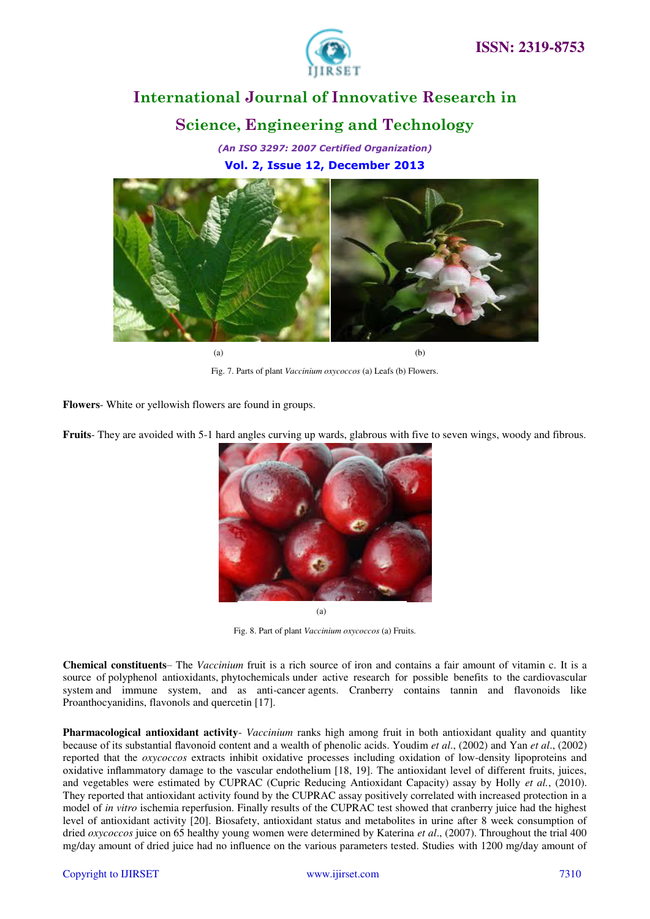(a) (b)

Fig. 7. Parts of plant *Vaccinium oxycoccos* (a) Leafs (b) Flowers.

**Flowers**- White or yellowish flowers are found in groups.

**Fruits**- They are avoided with 5-1 hard angles curving up wards, glabrous with five to seven wings, woody and fibrous.

(a)

Fig. 8. Part of plant *Vaccinium oxycoccos* (a) Fruits.

**Chemical constituents**– The *Vaccinium* fruit is a rich source of iron and contains a fair amount of vitamin c. It is a source of polyphenol antioxidants, phytochemicals under active research for possible benefits to the cardiovascular system and immune system, and as anti-cancer agents. Cranberry contains tannin and flavonoids like Proanthocyanidins, flavonols and quercetin [17].

**Pharmacological antioxidant activity**- *Vaccinium* ranks high among fruit in both antioxidant quality and quantity because of its substantial flavonoid content and a wealth of phenolic acids. Youdim *et al*., (2002) and Yan *et al*., (2002) reported that the *oxycoccos* extracts inhibit oxidative processes including oxidation of low-density lipoproteins and oxidative inflammatory damage to the vascular endothelium [18, 19]. The antioxidant level of different fruits, juices, and vegetables were estimated by CUPRAC (Cupric Reducing Antioxidant Capacity) assay by Holly *et al.*, (2010). They reported that antioxidant activity found by the CUPRAC assay positively correlated with increased protection in a model of *in vitro* ischemia reperfusion. Finally results of the CUPRAC test showed that cranberry juice had the highest level of antioxidant activity [20]. Biosafety, antioxidant status and metabolites in urine after 8 week consumption of dried *oxycoccos* juice on 65 healthy young women were determined by Katerina *et al*., (2007). Throughout the trial 400 mg/day amount of dried juice had no influence on the various parameters tested. Studies with 1200 mg/day amount of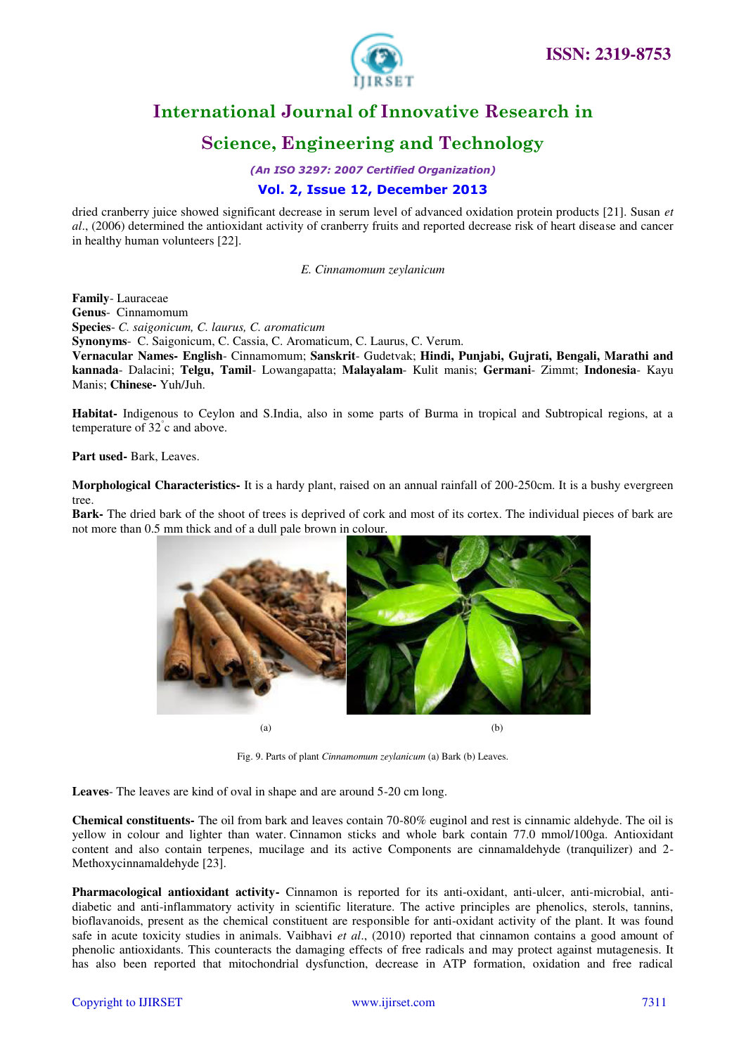dried cranberry juice showed significant decrease in serum level of advanced oxidation protein products [21]. Susan *et al*., (2006) determined the antioxidant activity of cranberry fruits and reported decrease risk of heart disease and cancer in healthy human volunteers [22].

*E. Cinnamomum zeylanicum*

**Family**- Lauraceae
**Genus**- Cinnamomum
**Species**- *C. saigonicum, C. laurus, C. aromaticum*
**Synonyms**- C. Saigonicum, C. Cassia, C. Aromaticum, C. Laurus, C. Verum.
**Vernacular Names- English**- Cinnamomum; **Sanskrit**- Gudetvak; **Hindi, Punjabi, Gujrati, Bengali, Marathi and kannada**- Dalacini; **Telgu, Tamil**- Lowangapatta; **Malayalam**- Kulit manis; **Germani**- Zimmt; **Indonesia**- Kayu Manis; **Chinese-** Yuh/Juh.

**Habitat-** Indigenous to Ceylon and S.India, also in some parts of Burma in tropical and Subtropical regions, at a temperature of 32°c and above.

**Part used-** Bark, Leaves.

**Morphological Characteristics-** It is a hardy plant, raised on an annual rainfall of 200-250cm. It is a bushy evergreen tree.
**Bark-** The dried bark of the shoot of trees is deprived of cork and most of its cortex. The individual pieces of bark are not more than 0.5 mm thick and of a dull pale brown in colour.

(a) (b)

Fig. 9. Parts of plant *Cinnamomum zeylanicum* (a) Bark (b) Leaves.

**Leaves**- The leaves are kind of oval in shape and are around 5-20 cm long.

**Chemical constituents-** The oil from bark and leaves contain 70-80% euginol and rest is cinnamic aldehyde. The oil is yellow in colour and lighter than water. Cinnamon sticks and whole bark contain 77.0 mmol/100ga. Antioxidant content and also contain terpenes, mucilage and its active Components are cinnamaldehyde (tranquilizer) and 2-Methoxycinnamaldehyde [23].

**Pharmacological antioxidant activity-** Cinnamon is reported for its anti-oxidant, anti-ulcer, anti-microbial, anti-diabetic and anti-inflammatory activity in scientific literature. The active principles are phenolics, sterols, tannins, bioflavanoids, present as the chemical constituent are responsible for anti-oxidant activity of the plant. It was found safe in acute toxicity studies in animals. Vaibhavi *et al*., (2010) reported that cinnamon contains a good amount of phenolic antioxidants. This counteracts the damaging effects of free radicals and may protect against mutagenesis. It has also been reported that mitochondrial dysfunction, decrease in ATP formation, oxidation and free radical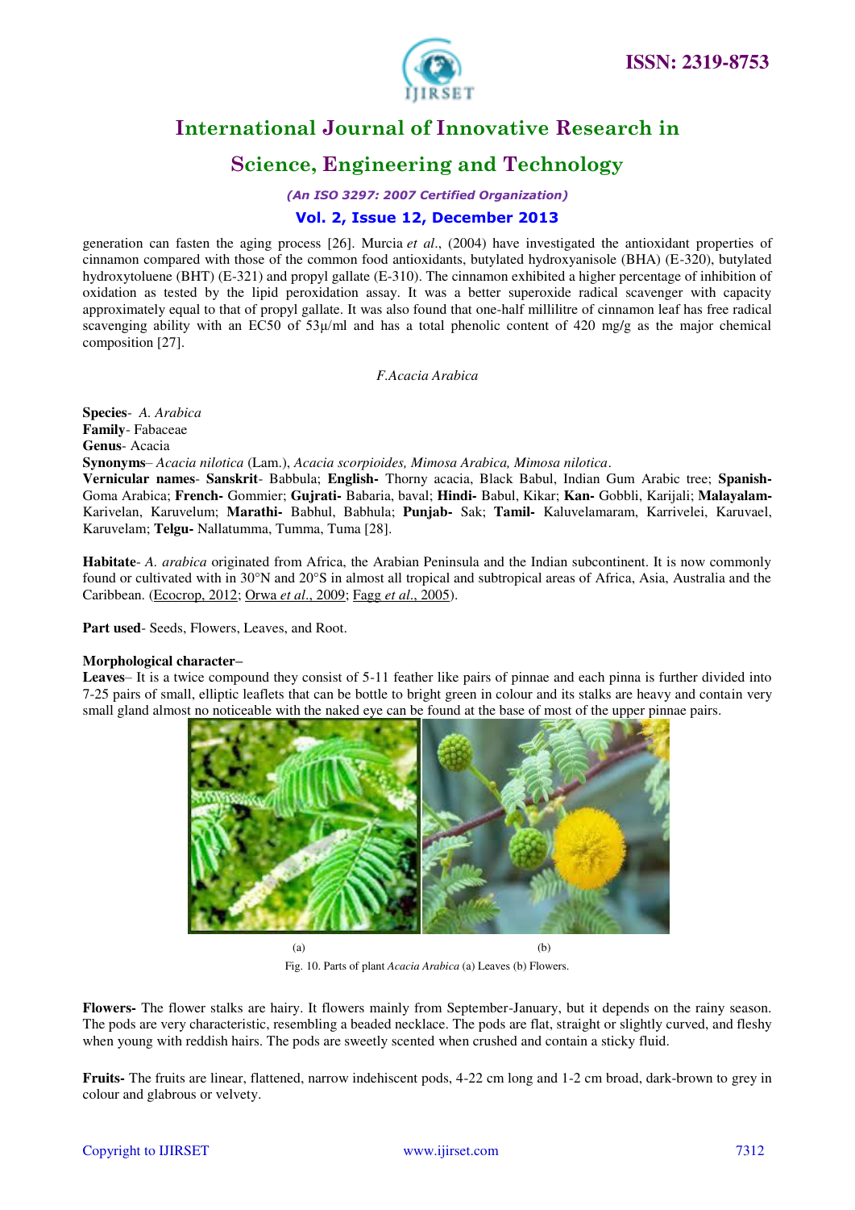generation can fasten the aging process [26]. Murcia *et al*., (2004) have investigated the antioxidant properties of cinnamon compared with those of the common food antioxidants, butylated hydroxyanisole (BHA) (E-320), butylated hydroxytoluene (BHT) (E-321) and propyl gallate (E-310). The cinnamon exhibited a higher percentage of inhibition of oxidation as tested by the lipid peroxidation assay. It was a better superoxide radical scavenger with capacity approximately equal to that of propyl gallate. It was also found that one-half millilitre of cinnamon leaf has free radical scavenging ability with an EC50 of 53μ/ml and has a total phenolic content of 420 mg/g as the major chemical composition [27].

### *F.Acacia Arabica*

**Species**- *A. Arabica*
**Family**- Fabaceae
**Genus**- Acacia
**Synonyms**– *Acacia nilotica* (Lam.), *Acacia scorpioides, Mimosa Arabica, Mimosa nilotica*.
**Vernicular names**- **Sanskrit**- Babbula; **English-** Thorny acacia, Black Babul, Indian Gum Arabic tree; **Spanish-** Goma Arabica; **French-** Gommier; **Gujrati-** Babaria, baval; **Hindi-** Babul, Kikar; **Kan-** Gobbli, Karijali; **Malayalam-** Karivelan, Karuvelum; **Marathi-** Babhul, Babhula; **Punjab-** Sak; **Tamil-** Kaluvelamaram, Karrivelei, Karuvael, Karuvelam; **Telgu-** Nallatumma, Tumma, Tuma [28].

**Habitate**- *A. arabica* originated from Africa, the Arabian Peninsula and the Indian subcontinent. It is now commonly found or cultivated with in 30°N and 20°S in almost all tropical and subtropical areas of Africa, Asia, Australia and the Caribbean. (Ecocrop, 2012; Orwa *et al*., 2009; Fagg *et al*., 2005).

**Part used**- Seeds, Flowers, Leaves, and Root.

**Morphological character–**
**Leaves**– It is a twice compound they consist of 5-11 feather like pairs of pinnae and each pinna is further divided into 7-25 pairs of small, elliptic leaflets that can be bottle to bright green in colour and its stalks are heavy and contain very small gland almost no noticeable with the naked eye can be found at the base of most of the upper pinnae pairs.

(a) (b)

Fig. 10. Parts of plant *Acacia Arabica* (a) Leaves (b) Flowers.

**Flowers-** The flower stalks are hairy. It flowers mainly from September-January, but it depends on the rainy season. The pods are very characteristic, resembling a beaded necklace. The pods are flat, straight or slightly curved, and fleshy when young with reddish hairs. The pods are sweetly scented when crushed and contain a sticky fluid.

**Fruits-** The fruits are linear, flattened, narrow indehiscent pods, 4-22 cm long and 1-2 cm broad, dark-brown to grey in colour and glabrous or velvety.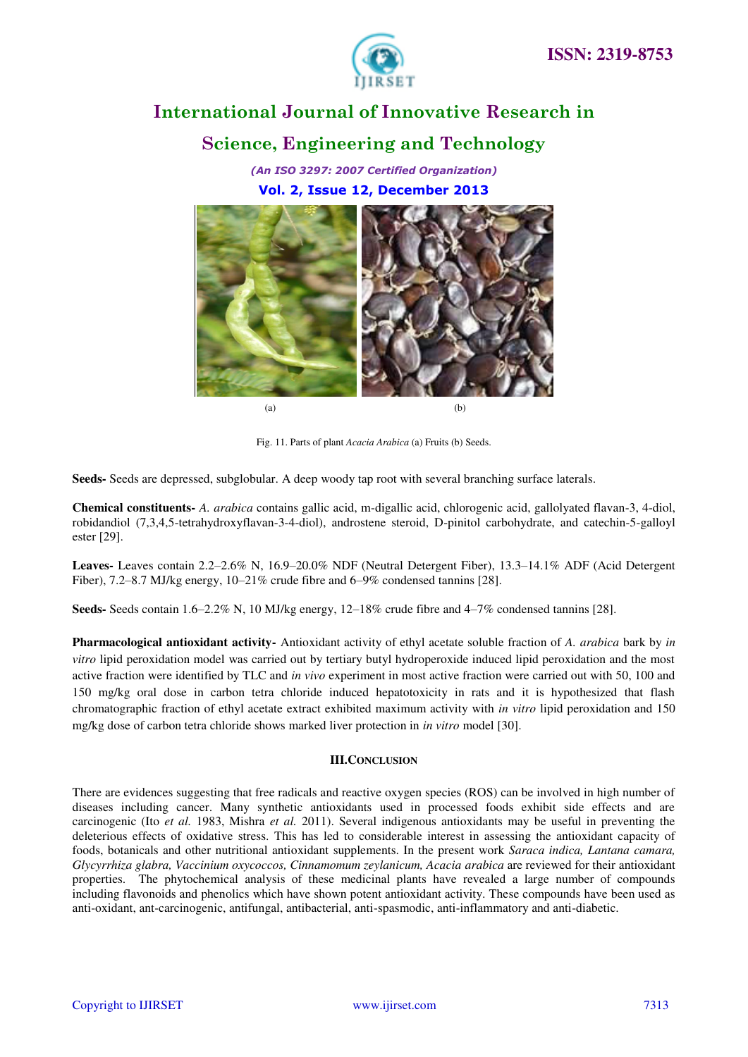Fig. 11. Parts of plant *Acacia Arabica* (a) Fruits (b) Seeds.

**Seeds-** Seeds are depressed, subglobular. A deep woody tap root with several branching surface laterals.

**Chemical constituents-** *A. arabica* contains gallic acid, m-digallic acid, chlorogenic acid, gallolyated flavan-3, 4-diol, robidandiol (7,3,4,5-tetrahydroxyflavan-3-4-diol), androstene steroid, D-pinitol carbohydrate, and catechin-5-galloyl ester [29].

**Leaves-** Leaves contain 2.2–2.6% N, 16.9–20.0% NDF (Neutral Detergent Fiber), 13.3–14.1% ADF (Acid Detergent Fiber), 7.2–8.7 MJ/kg energy, 10–21% crude fibre and 6–9% condensed tannins [28].

**Seeds-** Seeds contain 1.6–2.2% N, 10 MJ/kg energy, 12–18% crude fibre and 4–7% condensed tannins [28].

**Pharmacological antioxidant activity-** Antioxidant activity of ethyl acetate soluble fraction of *A. arabica* bark by *in vitro* lipid peroxidation model was carried out by tertiary butyl hydroperoxide induced lipid peroxidation and the most active fraction were identified by TLC and *in vivo* experiment in most active fraction were carried out with 50, 100 and 150 mg/kg oral dose in carbon tetra chloride induced hepatotoxicity in rats and it is hypothesized that flash chromatographic fraction of ethyl acetate extract exhibited maximum activity with *in vitro* lipid peroxidation and 150 mg/kg dose of carbon tetra chloride shows marked liver protection in *in vitro* model [30].

## III. Conclusion

There are evidences suggesting that free radicals and reactive oxygen species (ROS) can be involved in high number of diseases including cancer. Many synthetic antioxidants used in processed foods exhibit side effects and are carcinogenic (Ito *et al.* 1983, Mishra *et al.* 2011). Several indigenous antioxidants may be useful in preventing the deleterious effects of oxidative stress. This has led to considerable interest in assessing the antioxidant capacity of foods, botanicals and other nutritional antioxidant supplements. In the present work *Saraca indica, Lantana camara, Glycyrrhiza glabra, Vaccinium oxycoccos, Cinnamomum zeylanicum, Acacia arabica* are reviewed for their antioxidant properties. The phytochemical analysis of these medicinal plants have revealed a large number of compounds including flavonoids and phenolics which have shown potent antioxidant activity. These compounds have been used as anti-oxidant, ant-carcinogenic, antifungal, antibacterial, anti-spasmodic, anti-inflammatory and anti-diabetic.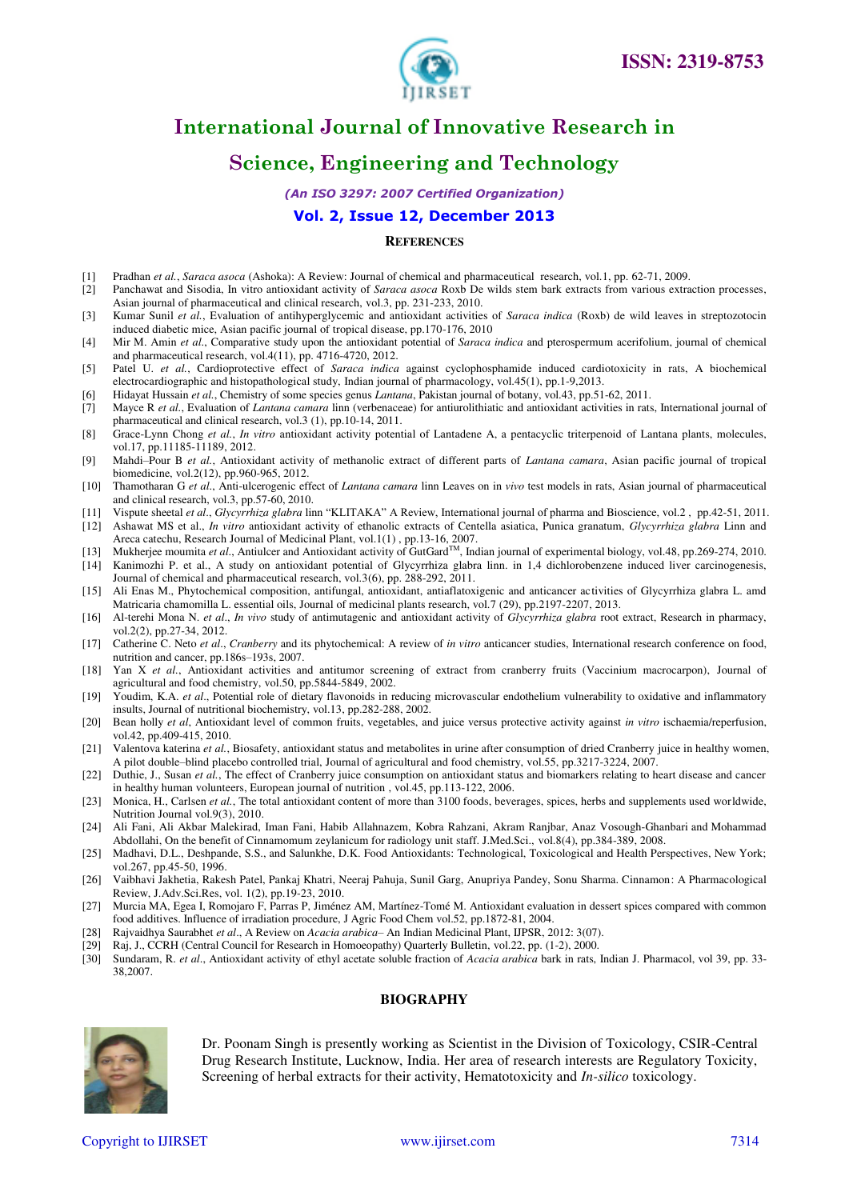## REFERENCES

[1] Pradhan *et al.*, *Saraca asoca* (Ashoka): A Review: Journal of chemical and pharmaceutical research, vol.1, pp. 62-71, 2009.

[2] Panchawat and Sisodia, In vitro antioxidant activity of *Saraca asoca* Roxb De wilds stem bark extracts from various extraction processes, Asian journal of pharmaceutical and clinical research, vol.3, pp. 231-233, 2010.

[3] Kumar Sunil *et al.*, Evaluation of antihyperglycemic and antioxidant activities of *Saraca indica* (Roxb) de wild leaves in streptozotocin induced diabetic mice, Asian pacific journal of tropical disease, pp.170-176, 2010

[4] Mir M. Amin *et al.*, Comparative study upon the antioxidant potential of *Saraca indica* and pterospermum acerifolium, journal of chemical and pharmaceutical research, vol.4(11), pp. 4716-4720, 2012.

[5] Patel U. *et al.*, Cardioprotective effect of *Saraca indica* against cyclophosphamide induced cardiotoxicity in rats, A biochemical electrocardiographic and histopathological study, Indian journal of pharmacology, vol.45(1), pp.1-9,2013.

[6] Hidayat Hussain *et al.*, Chemistry of some species genus *Lantana*, Pakistan journal of botany, vol.43, pp.51-62, 2011.

[7] Mayce R *et al.*, Evaluation of *Lantana camara* linn (verbenaceae) for antiurolithiatic and antioxidant activities in rats, International journal of pharmaceutical and clinical research, vol.3 (1), pp.10-14, 2011.

[8] Grace-Lynn Chong *et al.*, *In vitro* antioxidant activity potential of Lantadene A, a pentacyclic triterpenoid of Lantana plants, molecules, vol.17, pp.11185-11189, 2012.

[9] Mahdi–Pour B *et al.*, Antioxidant activity of methanolic extract of different parts of *Lantana camara*, Asian pacific journal of tropical biomedicine, vol.2(12), pp.960-965, 2012.

[10] Thamotharan G *et al.*, Anti-ulcerogenic effect of *Lantana camara* linn Leaves on in *vivo* test models in rats, Asian journal of pharmaceutical and clinical research, vol.3, pp.57-60, 2010.

[11] Vispute sheetal *et al.*, *Glycyrrhiza glabra* linn "KLITAKA" A Review, International journal of pharma and Bioscience, vol.2 , pp.42-51, 2011.

[12] Ashawat MS et al., *In vitro* antioxidant activity of ethanolic extracts of Centella asiatica, Punica granatum, *Glycyrrhiza glabra* Linn and Areca catechu, Research Journal of Medicinal Plant, vol.1(1) , pp.13-16, 2007.

[13] Mukherjee moumita *et al.*, Antiulcer and Antioxidant activity of GutGard™, Indian journal of experimental biology, vol.48, pp.269-274, 2010.

[14] Kanimozhi P. et al., A study on antioxidant potential of Glycyrrhiza glabra linn. in 1,4 dichlorobenzene induced liver carcinogenesis, Journal of chemical and pharmaceutical research, vol.3(6), pp. 288-292, 2011.

[15] Ali Enas M., Phytochemical composition, antifungal, antioxidant, antiaflatoxigenic and anticancer activities of Glycyrrhiza glabra L. amd Matricaria chamomilla L. essential oils, Journal of medicinal plants research, vol.7 (29), pp.2197-2207, 2013.

[16] Al-terehi Mona N. *et al.*, *In vivo* study of antimutagenic and antioxidant activity of *Glycyrrhiza glabra* root extract, Research in pharmacy, vol.2(2), pp.27-34, 2012.

[17] Catherine C. Neto *et al.*, *Cranberry* and its phytochemical: A review of *in vitro* anticancer studies, International research conference on food, nutrition and cancer, pp.186s–193s, 2007.

[18] Yan X *et al.*, Antioxidant activities and antitumor screening of extract from cranberry fruits (Vaccinium macrocarpon), Journal of agricultural and food chemistry, vol.50, pp.5844-5849, 2002.

[19] Youdim, K.A. *et al.*, Potential role of dietary flavonoids in reducing microvascular endothelium vulnerability to oxidative and inflammatory insults, Journal of nutritional biochemistry, vol.13, pp.282-288, 2002.

[20] Bean holly *et al*, Antioxidant level of common fruits, vegetables, and juice versus protective activity against *in vitro* ischaemia/reperfusion, vol.42, pp.409-415, 2010.

[21] Valentova katerina *et al.*, Biosafety, antioxidant status and metabolites in urine after consumption of dried Cranberry juice in healthy women, A pilot double–blind placebo controlled trial, Journal of agricultural and food chemistry, vol.55, pp.3217-3224, 2007.

[22] Duthie, J., Susan *et al.*, The effect of Cranberry juice consumption on antioxidant status and biomarkers relating to heart disease and cancer in healthy human volunteers, European journal of nutrition , vol.45, pp.113-122, 2006.

[23] Monica, H., Carlsen *et al.*, The total antioxidant content of more than 3100 foods, beverages, spices, herbs and supplements used worldwide, Nutrition Journal vol.9(3), 2010.

[24] Ali Fani, Ali Akbar Malekirad, Iman Fani, Habib Allahnazem, Kobra Rahzani, Akram Ranjbar, Anaz Vosough-Ghanbari and Mohammad Abdollahi, On the benefit of Cinnamomum zeylanicum for radiology unit staff. J.Med.Sci., vol.8(4), pp.384-389, 2008.

[25] Madhavi, D.L., Deshpande, S.S., and Salunkhe, D.K. Food Antioxidants: Technological, Toxicological and Health Perspectives, New York; vol.267, pp.45-50, 1996.

[26] Vaibhavi Jakhetia, Rakesh Patel, Pankaj Khatri, Neeraj Pahuja, Sunil Garg, Anupriya Pandey, Sonu Sharma. Cinnamon: A Pharmacological Review, J.Adv.Sci.Res, vol. 1(2), pp.19-23, 2010.

[27] Murcia MA, Egea I, Romojaro F, Parras P, Jiménez AM, Martínez-Tomé M. Antioxidant evaluation in dessert spices compared with common food additives. Influence of irradiation procedure, J Agric Food Chem vol.52, pp.1872-81, 2004.

[28] Rajvaidhya Saurabhet *et al*., A Review on *Acacia arabica*– An Indian Medicinal Plant, IJPSR, 2012: 3(07).

[29] Raj, J., CCRH (Central Council for Research in Homoeopathy) Quarterly Bulletin, vol.22, pp. (1-2), 2000.

[30] Sundaram, R. *et al*., Antioxidant activity of ethyl acetate soluble fraction of *Acacia arabica* bark in rats, Indian J. Pharmacol, vol 39, pp. 33-38,2007.

## BIOGRAPHY

Dr. Poonam Singh is presently working as Scientist in the Division of Toxicology, CSIR-Central Drug Research Institute, Lucknow, India. Her area of research interests are Regulatory Toxicity, Screening of herbal extracts for their activity, Hematotoxicity and *In-silico* toxicology.